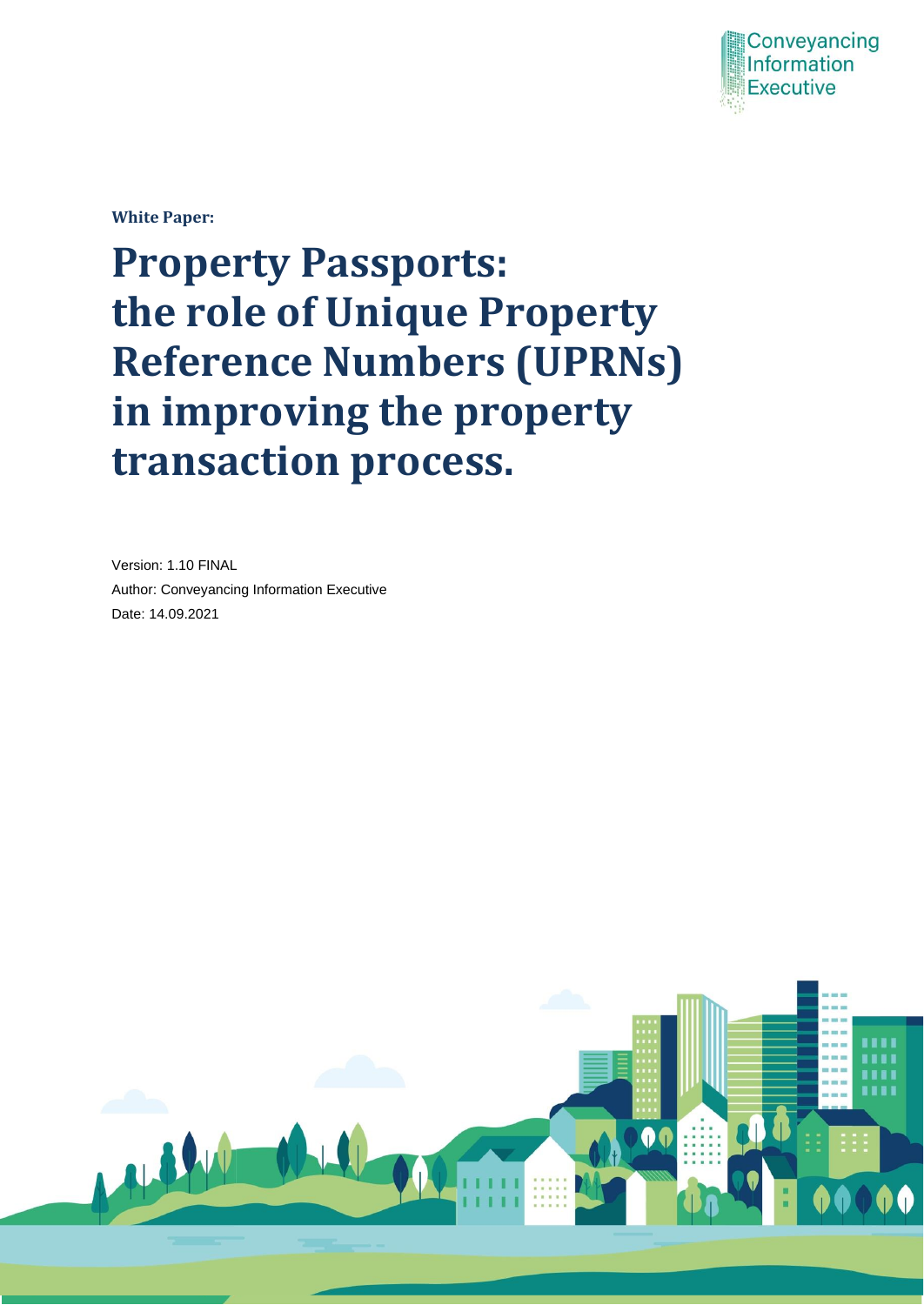Conveyancing Information Executive

**White Paper:**

# Property Passports: the role of Unique Property Reference Numbers (UPRNs) in improving the property transaction process.

Version: 1.10 FINAL

Author: Conveyancing Information Executive

Date: 14.09.2021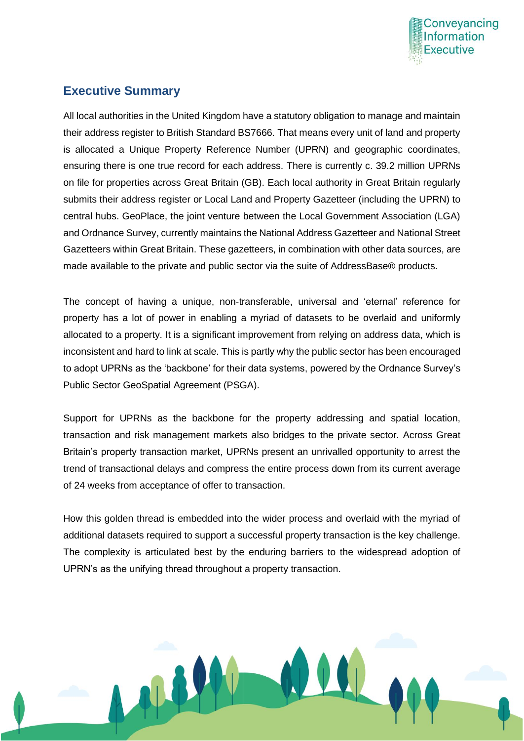## Executive Summary

All local authorities in the United Kingdom have a statutory obligation to manage and maintain their address register to British Standard BS7666. That means every unit of land and property is allocated a Unique Property Reference Number (UPRN) and geographic coordinates, ensuring there is one true record for each address. There is currently c. 39.2 million UPRNs on file for properties across Great Britain (GB). Each local authority in Great Britain regularly submits their address register or Local Land and Property Gazetteer (including the UPRN) to central hubs. GeoPlace, the joint venture between the Local Government Association (LGA) and Ordnance Survey, currently maintains the National Address Gazetteer and National Street Gazetteers within Great Britain. These gazetteers, in combination with other data sources, are made available to the private and public sector via the suite of AddressBase® products.

The concept of having a unique, non-transferable, universal and 'eternal' reference for property has a lot of power in enabling a myriad of datasets to be overlaid and uniformly allocated to a property. It is a significant improvement from relying on address data, which is inconsistent and hard to link at scale. This is partly why the public sector has been encouraged to adopt UPRNs as the 'backbone' for their data systems, powered by the Ordnance Survey's Public Sector GeoSpatial Agreement (PSGA).

Support for UPRNs as the backbone for the property addressing and spatial location, transaction and risk management markets also bridges to the private sector. Across Great Britain's property transaction market, UPRNs present an unrivalled opportunity to arrest the trend of transactional delays and compress the entire process down from its current average of 24 weeks from acceptance of offer to transaction.

How this golden thread is embedded into the wider process and overlaid with the myriad of additional datasets required to support a successful property transaction is the key challenge. The complexity is articulated best by the enduring barriers to the widespread adoption of UPRN's as the unifying thread throughout a property transaction.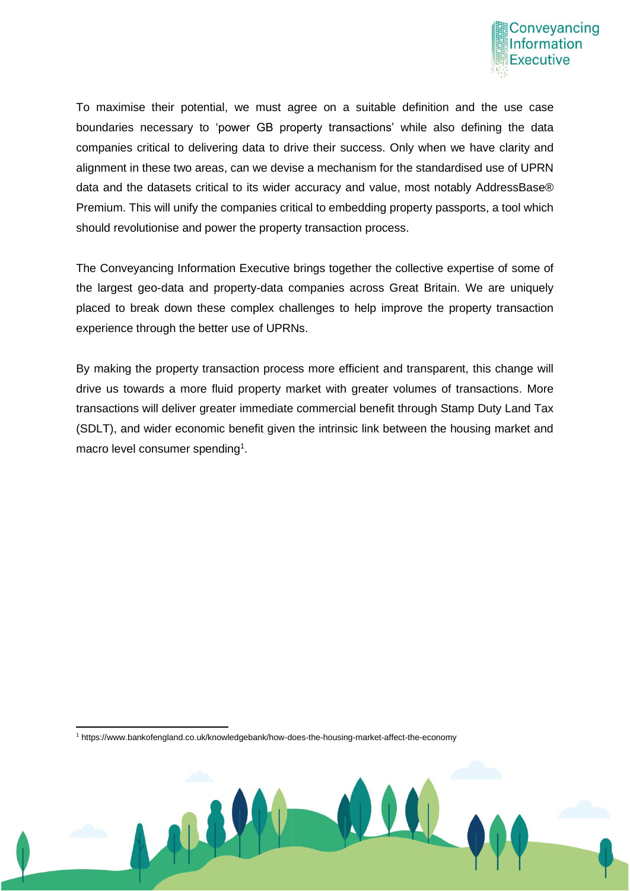To maximise their potential, we must agree on a suitable definition and the use case boundaries necessary to 'power GB property transactions' while also defining the data companies critical to delivering data to drive their success. Only when we have clarity and alignment in these two areas, can we devise a mechanism for the standardised use of UPRN data and the datasets critical to its wider accuracy and value, most notably AddressBase® Premium. This will unify the companies critical to embedding property passports, a tool which should revolutionise and power the property transaction process.

The Conveyancing Information Executive brings together the collective expertise of some of the largest geo-data and property-data companies across Great Britain. We are uniquely placed to break down these complex challenges to help improve the property transaction experience through the better use of UPRNs.

By making the property transaction process more efficient and transparent, this change will drive us towards a more fluid property market with greater volumes of transactions. More transactions will deliver greater immediate commercial benefit through Stamp Duty Land Tax (SDLT), and wider economic benefit given the intrinsic link between the housing market and macro level consumer spending[1].

[1] https://www.bankofengland.co.uk/knowledgebank/how-does-the-housing-market-affect-the-economy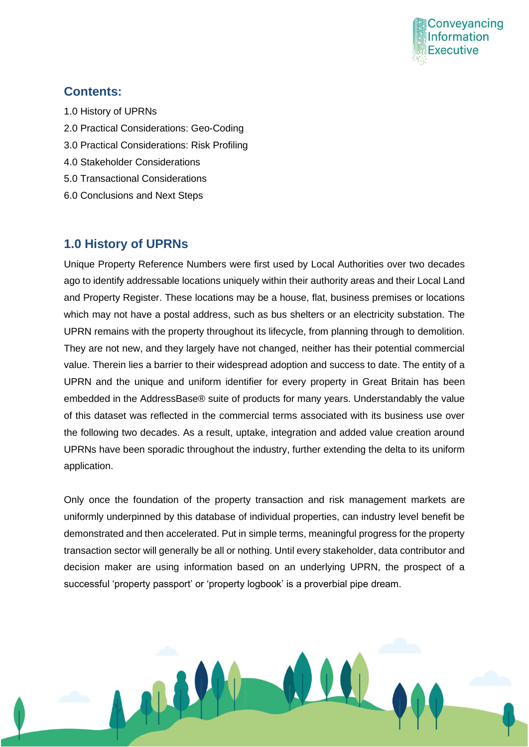## Contents:

1.0 History of UPRNs
2.0 Practical Considerations: Geo-Coding
3.0 Practical Considerations: Risk Profiling
4.0 Stakeholder Considerations
5.0 Transactional Considerations
6.0 Conclusions and Next Steps

## 1.0 History of UPRNs

Unique Property Reference Numbers were first used by Local Authorities over two decades ago to identify addressable locations uniquely within their authority areas and their Local Land and Property Register. These locations may be a house, flat, business premises or locations which may not have a postal address, such as bus shelters or an electricity substation. The UPRN remains with the property throughout its lifecycle, from planning through to demolition. They are not new, and they largely have not changed, neither has their potential commercial value. Therein lies a barrier to their widespread adoption and success to date. The entity of a UPRN and the unique and uniform identifier for every property in Great Britain has been embedded in the AddressBase® suite of products for many years. Understandably the value of this dataset was reflected in the commercial terms associated with its business use over the following two decades. As a result, uptake, integration and added value creation around UPRNs have been sporadic throughout the industry, further extending the delta to its uniform application.

Only once the foundation of the property transaction and risk management markets are uniformly underpinned by this database of individual properties, can industry level benefit be demonstrated and then accelerated. Put in simple terms, meaningful progress for the property transaction sector will generally be all or nothing. Until every stakeholder, data contributor and decision maker are using information based on an underlying UPRN, the prospect of a successful 'property passport' or 'property logbook' is a proverbial pipe dream.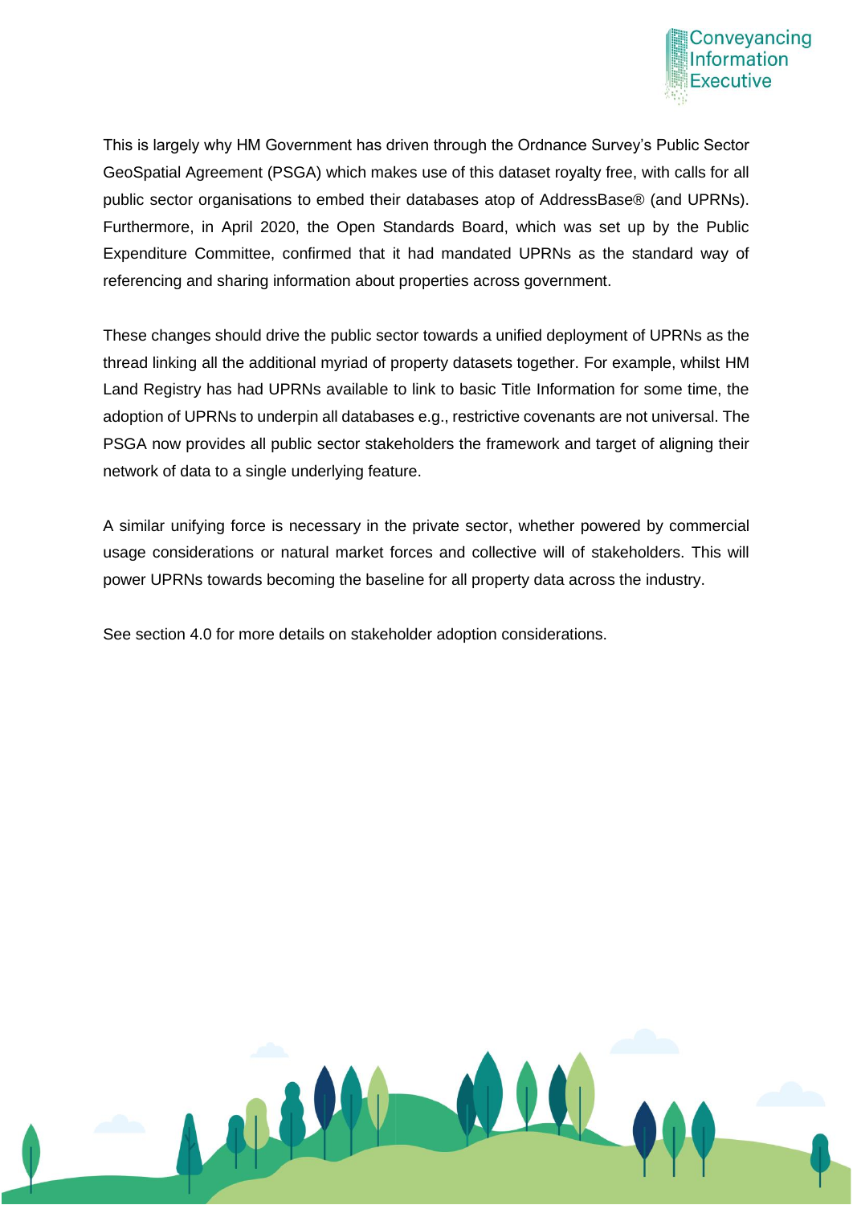This is largely why HM Government has driven through the Ordnance Survey's Public Sector GeoSpatial Agreement (PSGA) which makes use of this dataset royalty free, with calls for all public sector organisations to embed their databases atop of AddressBase® (and UPRNs). Furthermore, in April 2020, the Open Standards Board, which was set up by the Public Expenditure Committee, confirmed that it had mandated UPRNs as the standard way of referencing and sharing information about properties across government.

These changes should drive the public sector towards a unified deployment of UPRNs as the thread linking all the additional myriad of property datasets together. For example, whilst HM Land Registry has had UPRNs available to link to basic Title Information for some time, the adoption of UPRNs to underpin all databases e.g., restrictive covenants are not universal. The PSGA now provides all public sector stakeholders the framework and target of aligning their network of data to a single underlying feature.

A similar unifying force is necessary in the private sector, whether powered by commercial usage considerations or natural market forces and collective will of stakeholders. This will power UPRNs towards becoming the baseline for all property data across the industry.

See section 4.0 for more details on stakeholder adoption considerations.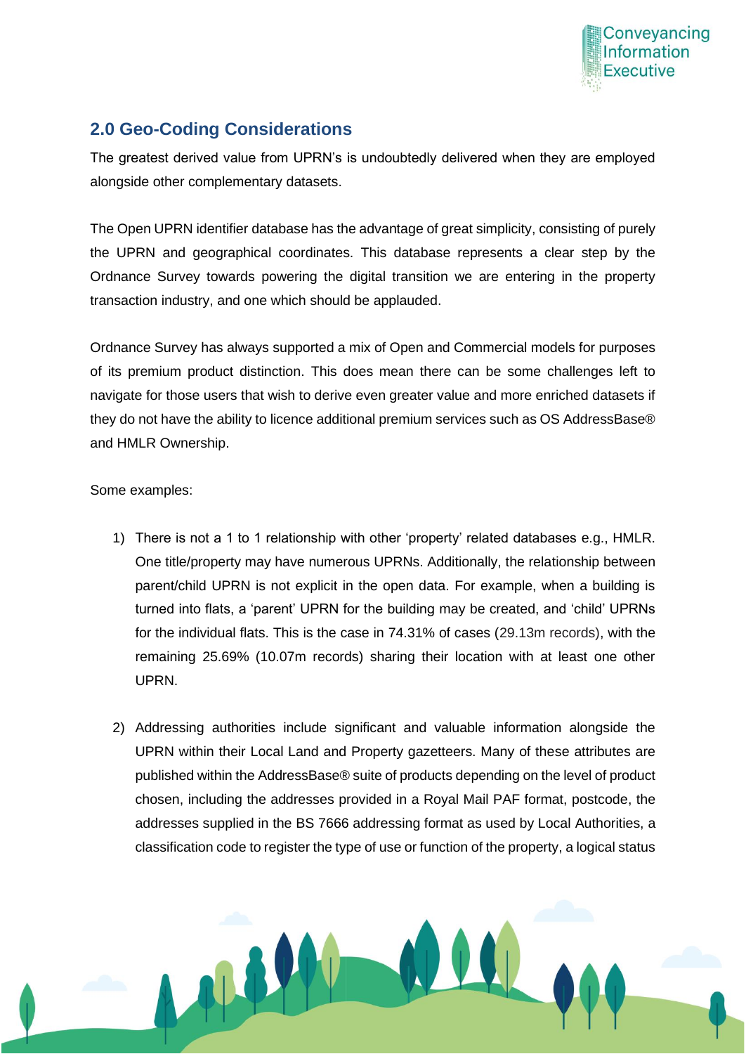## 2.0 Geo-Coding Considerations

The greatest derived value from UPRN's is undoubtedly delivered when they are employed alongside other complementary datasets.

The Open UPRN identifier database has the advantage of great simplicity, consisting of purely the UPRN and geographical coordinates. This database represents a clear step by the Ordnance Survey towards powering the digital transition we are entering in the property transaction industry, and one which should be applauded.

Ordnance Survey has always supported a mix of Open and Commercial models for purposes of its premium product distinction. This does mean there can be some challenges left to navigate for those users that wish to derive even greater value and more enriched datasets if they do not have the ability to licence additional premium services such as OS AddressBase® and HMLR Ownership.

Some examples:

1) There is not a 1 to 1 relationship with other 'property' related databases e.g., HMLR. One title/property may have numerous UPRNs. Additionally, the relationship between parent/child UPRN is not explicit in the open data. For example, when a building is turned into flats, a 'parent' UPRN for the building may be created, and 'child' UPRNs for the individual flats. This is the case in 74.31% of cases (29.13m records), with the remaining 25.69% (10.07m records) sharing their location with at least one other UPRN.

2) Addressing authorities include significant and valuable information alongside the UPRN within their Local Land and Property gazetteers. Many of these attributes are published within the AddressBase® suite of products depending on the level of product chosen, including the addresses provided in a Royal Mail PAF format, postcode, the addresses supplied in the BS 7666 addressing format as used by Local Authorities, a classification code to register the type of use or function of the property, a logical status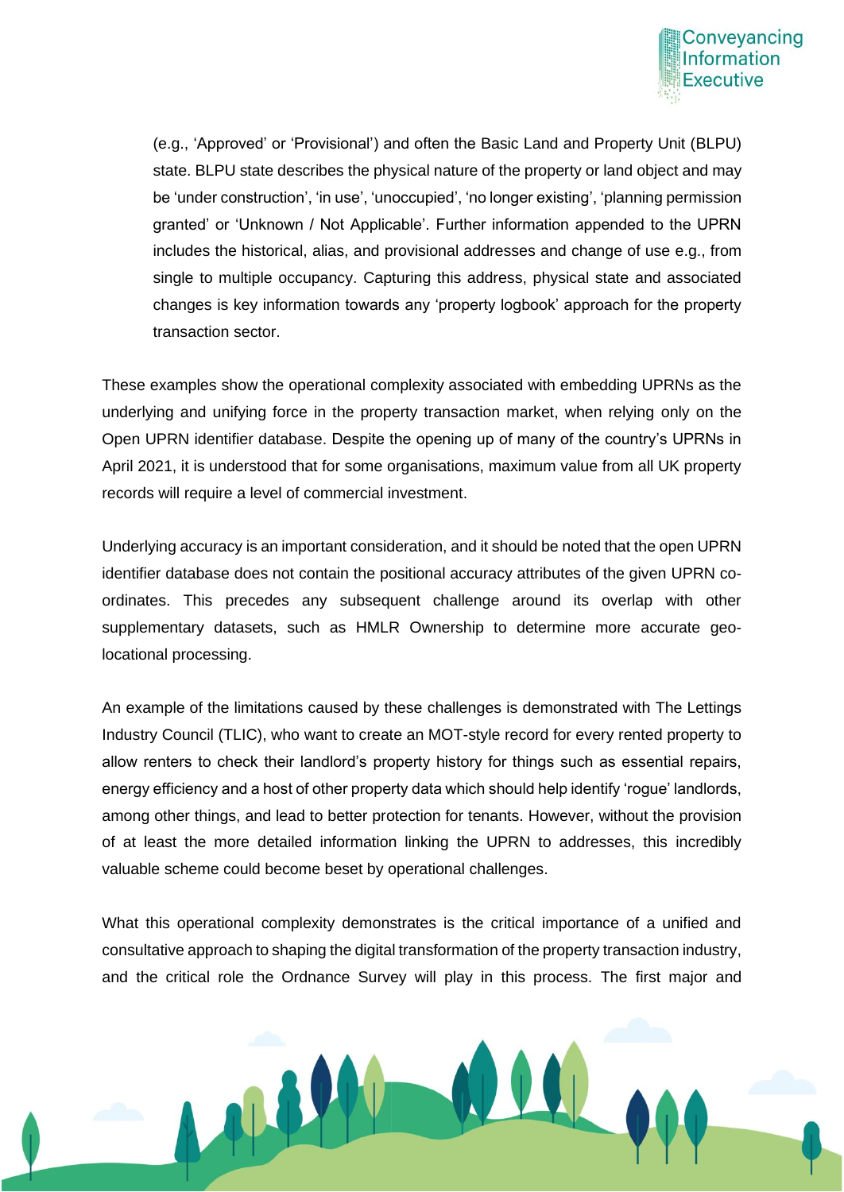(e.g., 'Approved' or 'Provisional') and often the Basic Land and Property Unit (BLPU) state. BLPU state describes the physical nature of the property or land object and may be 'under construction', 'in use', 'unoccupied', 'no longer existing', 'planning permission granted' or 'Unknown / Not Applicable'. Further information appended to the UPRN includes the historical, alias, and provisional addresses and change of use e.g., from single to multiple occupancy. Capturing this address, physical state and associated changes is key information towards any 'property logbook' approach for the property transaction sector.

These examples show the operational complexity associated with embedding UPRNs as the underlying and unifying force in the property transaction market, when relying only on the Open UPRN identifier database. Despite the opening up of many of the country's UPRNs in April 2021, it is understood that for some organisations, maximum value from all UK property records will require a level of commercial investment.

Underlying accuracy is an important consideration, and it should be noted that the open UPRN identifier database does not contain the positional accuracy attributes of the given UPRN co-ordinates. This precedes any subsequent challenge around its overlap with other supplementary datasets, such as HMLR Ownership to determine more accurate geo-locational processing.

An example of the limitations caused by these challenges is demonstrated with The Lettings Industry Council (TLIC), who want to create an MOT-style record for every rented property to allow renters to check their landlord's property history for things such as essential repairs, energy efficiency and a host of other property data which should help identify 'rogue' landlords, among other things, and lead to better protection for tenants. However, without the provision of at least the more detailed information linking the UPRN to addresses, this incredibly valuable scheme could become beset by operational challenges.

What this operational complexity demonstrates is the critical importance of a unified and consultative approach to shaping the digital transformation of the property transaction industry, and the critical role the Ordnance Survey will play in this process. The first major and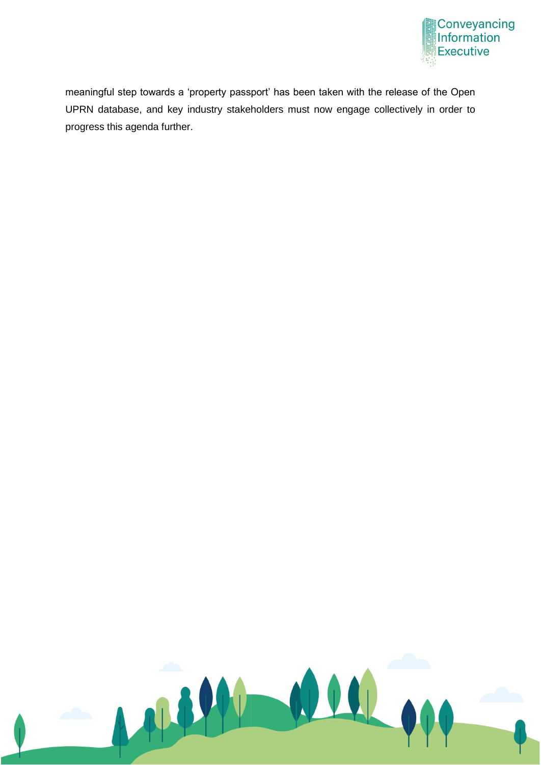meaningful step towards a 'property passport' has been taken with the release of the Open UPRN database, and key industry stakeholders must now engage collectively in order to progress this agenda further.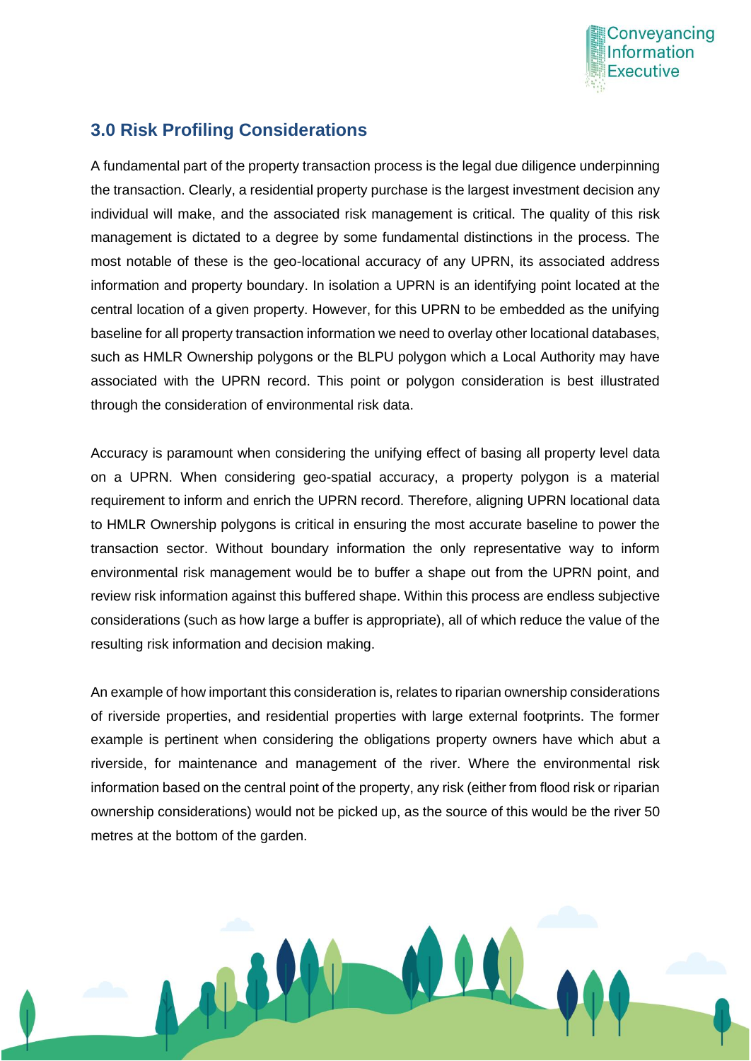## 3.0 Risk Profiling Considerations

A fundamental part of the property transaction process is the legal due diligence underpinning the transaction. Clearly, a residential property purchase is the largest investment decision any individual will make, and the associated risk management is critical. The quality of this risk management is dictated to a degree by some fundamental distinctions in the process. The most notable of these is the geo-locational accuracy of any UPRN, its associated address information and property boundary. In isolation a UPRN is an identifying point located at the central location of a given property. However, for this UPRN to be embedded as the unifying baseline for all property transaction information we need to overlay other locational databases, such as HMLR Ownership polygons or the BLPU polygon which a Local Authority may have associated with the UPRN record. This point or polygon consideration is best illustrated through the consideration of environmental risk data.

Accuracy is paramount when considering the unifying effect of basing all property level data on a UPRN. When considering geo-spatial accuracy, a property polygon is a material requirement to inform and enrich the UPRN record. Therefore, aligning UPRN locational data to HMLR Ownership polygons is critical in ensuring the most accurate baseline to power the transaction sector. Without boundary information the only representative way to inform environmental risk management would be to buffer a shape out from the UPRN point, and review risk information against this buffered shape. Within this process are endless subjective considerations (such as how large a buffer is appropriate), all of which reduce the value of the resulting risk information and decision making.

An example of how important this consideration is, relates to riparian ownership considerations of riverside properties, and residential properties with large external footprints. The former example is pertinent when considering the obligations property owners have which abut a riverside, for maintenance and management of the river. Where the environmental risk information based on the central point of the property, any risk (either from flood risk or riparian ownership considerations) would not be picked up, as the source of this would be the river 50 metres at the bottom of the garden.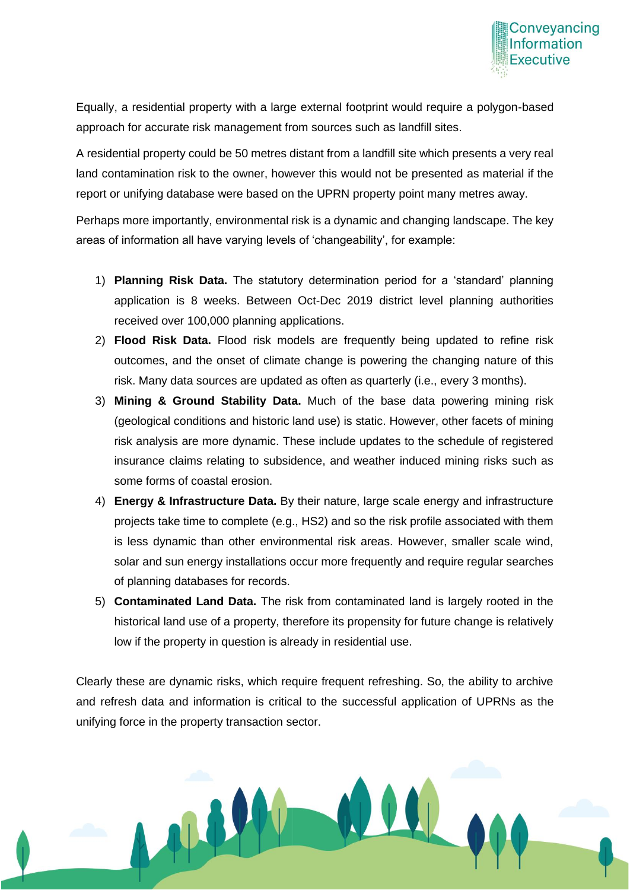Equally, a residential property with a large external footprint would require a polygon-based approach for accurate risk management from sources such as landfill sites.

A residential property could be 50 metres distant from a landfill site which presents a very real land contamination risk to the owner, however this would not be presented as material if the report or unifying database were based on the UPRN property point many metres away.

Perhaps more importantly, environmental risk is a dynamic and changing landscape. The key areas of information all have varying levels of 'changeability', for example:

1) **Planning Risk Data.** The statutory determination period for a 'standard' planning application is 8 weeks. Between Oct-Dec 2019 district level planning authorities received over 100,000 planning applications.
2) **Flood Risk Data.** Flood risk models are frequently being updated to refine risk outcomes, and the onset of climate change is powering the changing nature of this risk. Many data sources are updated as often as quarterly (i.e., every 3 months).
3) **Mining & Ground Stability Data.** Much of the base data powering mining risk (geological conditions and historic land use) is static. However, other facets of mining risk analysis are more dynamic. These include updates to the schedule of registered insurance claims relating to subsidence, and weather induced mining risks such as some forms of coastal erosion.
4) **Energy & Infrastructure Data.** By their nature, large scale energy and infrastructure projects take time to complete (e.g., HS2) and so the risk profile associated with them is less dynamic than other environmental risk areas. However, smaller scale wind, solar and sun energy installations occur more frequently and require regular searches of planning databases for records.
5) **Contaminated Land Data.** The risk from contaminated land is largely rooted in the historical land use of a property, therefore its propensity for future change is relatively low if the property in question is already in residential use.

Clearly these are dynamic risks, which require frequent refreshing. So, the ability to archive and refresh data and information is critical to the successful application of UPRNs as the unifying force in the property transaction sector.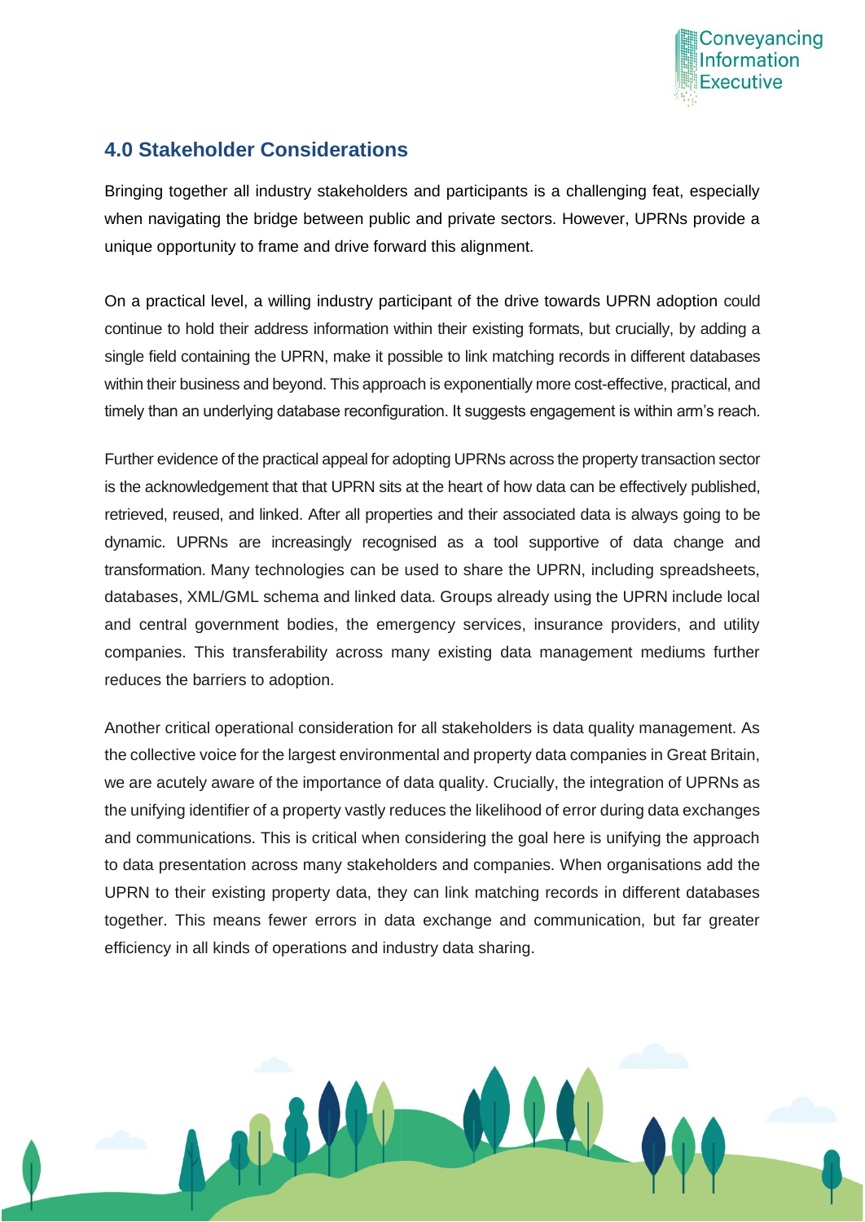## 4.0 Stakeholder Considerations

Bringing together all industry stakeholders and participants is a challenging feat, especially when navigating the bridge between public and private sectors. However, UPRNs provide a unique opportunity to frame and drive forward this alignment.

On a practical level, a willing industry participant of the drive towards UPRN adoption could continue to hold their address information within their existing formats, but crucially, by adding a single field containing the UPRN, make it possible to link matching records in different databases within their business and beyond. This approach is exponentially more cost-effective, practical, and timely than an underlying database reconfiguration. It suggests engagement is within arm's reach.

Further evidence of the practical appeal for adopting UPRNs across the property transaction sector is the acknowledgement that that UPRN sits at the heart of how data can be effectively published, retrieved, reused, and linked. After all properties and their associated data is always going to be dynamic. UPRNs are increasingly recognised as a tool supportive of data change and transformation. Many technologies can be used to share the UPRN, including spreadsheets, databases, XML/GML schema and linked data. Groups already using the UPRN include local and central government bodies, the emergency services, insurance providers, and utility companies. This transferability across many existing data management mediums further reduces the barriers to adoption.

Another critical operational consideration for all stakeholders is data quality management. As the collective voice for the largest environmental and property data companies in Great Britain, we are acutely aware of the importance of data quality. Crucially, the integration of UPRNs as the unifying identifier of a property vastly reduces the likelihood of error during data exchanges and communications. This is critical when considering the goal here is unifying the approach to data presentation across many stakeholders and companies. When organisations add the UPRN to their existing property data, they can link matching records in different databases together. This means fewer errors in data exchange and communication, but far greater efficiency in all kinds of operations and industry data sharing.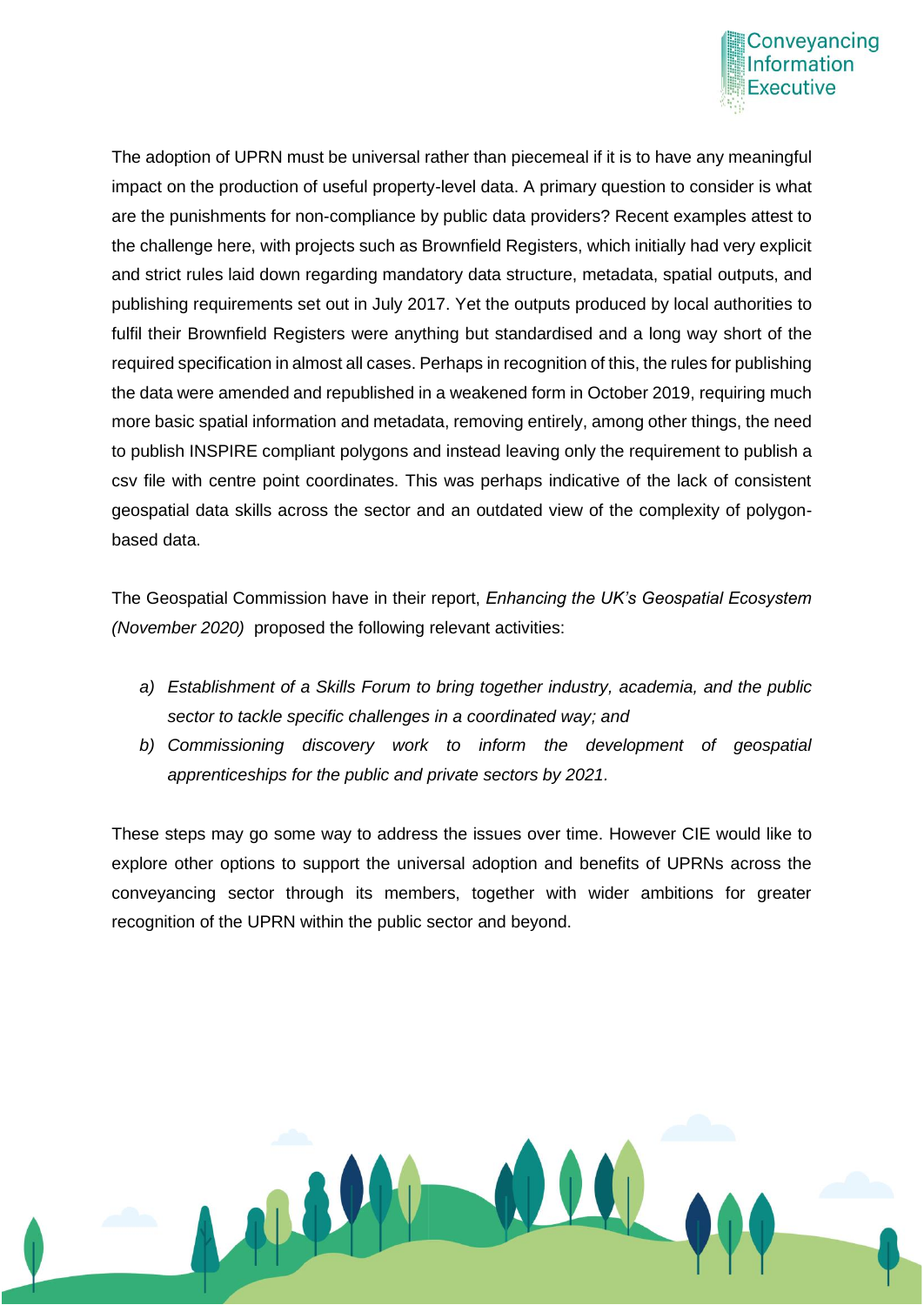The adoption of UPRN must be universal rather than piecemeal if it is to have any meaningful impact on the production of useful property-level data. A primary question to consider is what are the punishments for non-compliance by public data providers? Recent examples attest to the challenge here, with projects such as Brownfield Registers, which initially had very explicit and strict rules laid down regarding mandatory data structure, metadata, spatial outputs, and publishing requirements set out in July 2017. Yet the outputs produced by local authorities to fulfil their Brownfield Registers were anything but standardised and a long way short of the required specification in almost all cases. Perhaps in recognition of this, the rules for publishing the data were amended and republished in a weakened form in October 2019, requiring much more basic spatial information and metadata, removing entirely, among other things, the need to publish INSPIRE compliant polygons and instead leaving only the requirement to publish a csv file with centre point coordinates. This was perhaps indicative of the lack of consistent geospatial data skills across the sector and an outdated view of the complexity of polygon-based data.

The Geospatial Commission have in their report, *Enhancing the UK's Geospatial Ecosystem (November 2020)* proposed the following relevant activities:

a) *Establishment of a Skills Forum to bring together industry, academia, and the public sector to tackle specific challenges in a coordinated way; and*
b) *Commissioning discovery work to inform the development of geospatial apprenticeships for the public and private sectors by 2021.*

These steps may go some way to address the issues over time. However CIE would like to explore other options to support the universal adoption and benefits of UPRNs across the conveyancing sector through its members, together with wider ambitions for greater recognition of the UPRN within the public sector and beyond.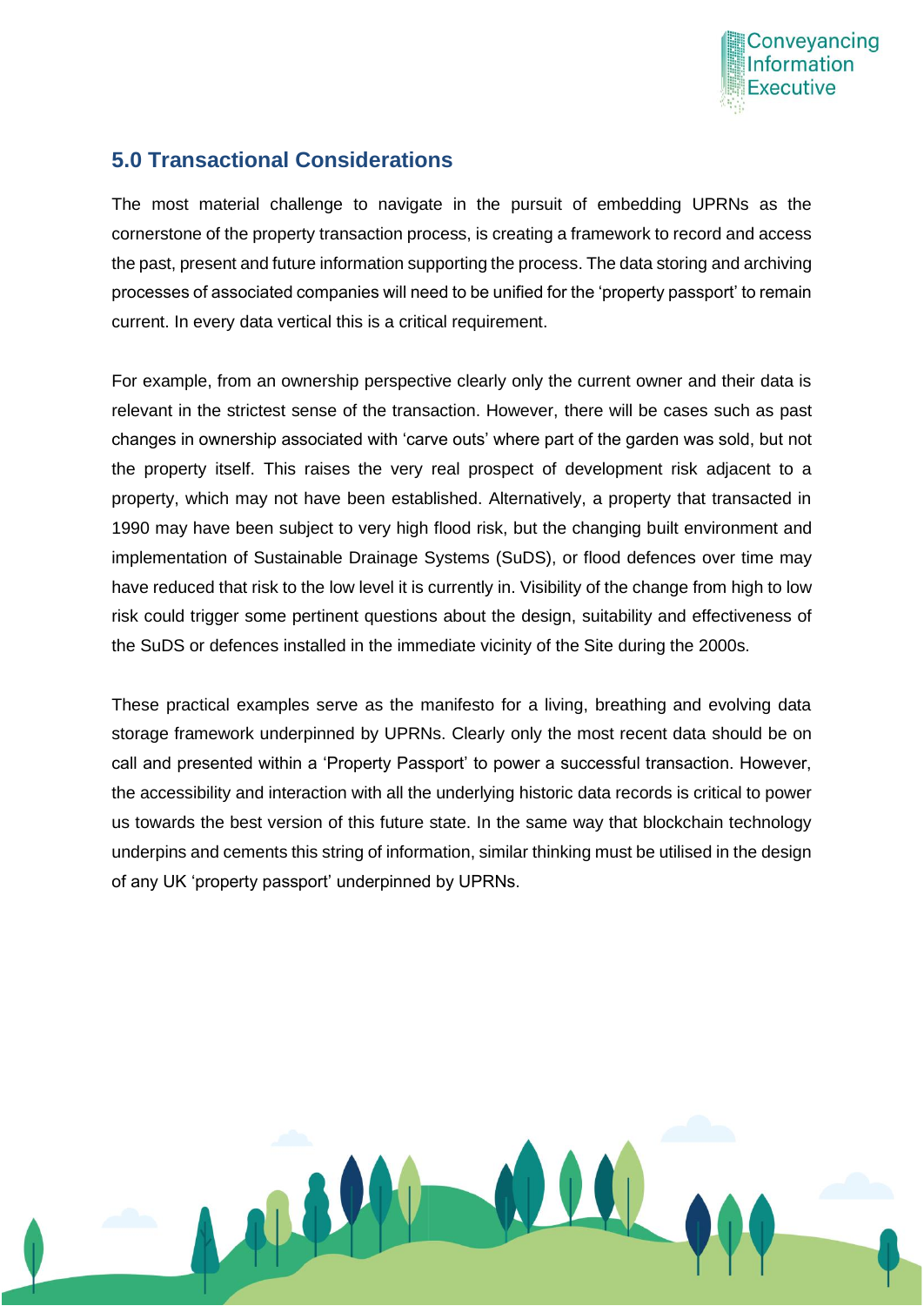## 5.0 Transactional Considerations

The most material challenge to navigate in the pursuit of embedding UPRNs as the cornerstone of the property transaction process, is creating a framework to record and access the past, present and future information supporting the process. The data storing and archiving processes of associated companies will need to be unified for the 'property passport' to remain current. In every data vertical this is a critical requirement.

For example, from an ownership perspective clearly only the current owner and their data is relevant in the strictest sense of the transaction. However, there will be cases such as past changes in ownership associated with 'carve outs' where part of the garden was sold, but not the property itself. This raises the very real prospect of development risk adjacent to a property, which may not have been established. Alternatively, a property that transacted in 1990 may have been subject to very high flood risk, but the changing built environment and implementation of Sustainable Drainage Systems (SuDS), or flood defences over time may have reduced that risk to the low level it is currently in. Visibility of the change from high to low risk could trigger some pertinent questions about the design, suitability and effectiveness of the SuDS or defences installed in the immediate vicinity of the Site during the 2000s.

These practical examples serve as the manifesto for a living, breathing and evolving data storage framework underpinned by UPRNs. Clearly only the most recent data should be on call and presented within a 'Property Passport' to power a successful transaction. However, the accessibility and interaction with all the underlying historic data records is critical to power us towards the best version of this future state. In the same way that blockchain technology underpins and cements this string of information, similar thinking must be utilised in the design of any UK 'property passport' underpinned by UPRNs.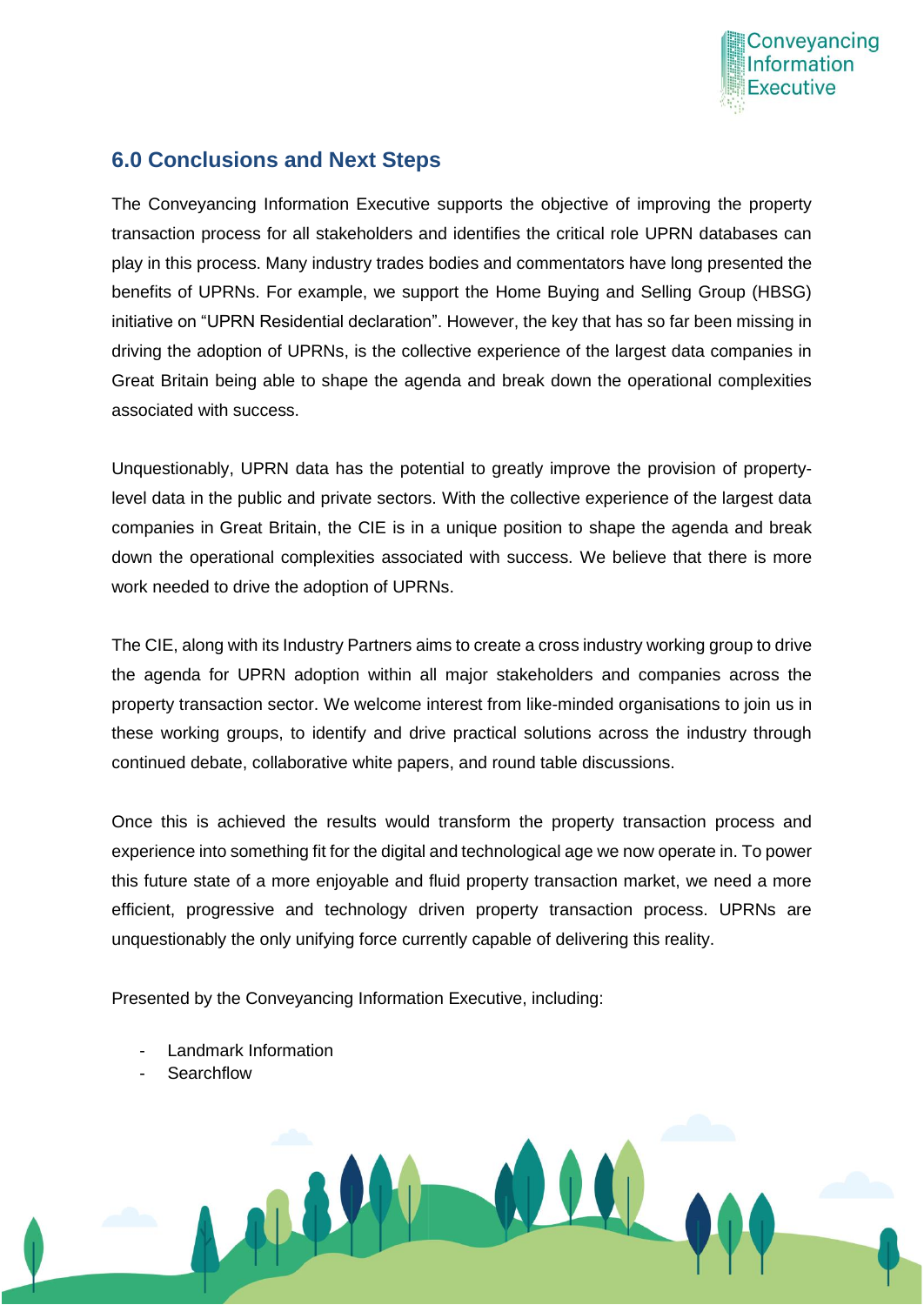## 6.0 Conclusions and Next Steps

The Conveyancing Information Executive supports the objective of improving the property transaction process for all stakeholders and identifies the critical role UPRN databases can play in this process. Many industry trades bodies and commentators have long presented the benefits of UPRNs. For example, we support the Home Buying and Selling Group (HBSG) initiative on "UPRN Residential declaration". However, the key that has so far been missing in driving the adoption of UPRNs, is the collective experience of the largest data companies in Great Britain being able to shape the agenda and break down the operational complexities associated with success.

Unquestionably, UPRN data has the potential to greatly improve the provision of property-level data in the public and private sectors. With the collective experience of the largest data companies in Great Britain, the CIE is in a unique position to shape the agenda and break down the operational complexities associated with success. We believe that there is more work needed to drive the adoption of UPRNs.

The CIE, along with its Industry Partners aims to create a cross industry working group to drive the agenda for UPRN adoption within all major stakeholders and companies across the property transaction sector. We welcome interest from like-minded organisations to join us in these working groups, to identify and drive practical solutions across the industry through continued debate, collaborative white papers, and round table discussions.

Once this is achieved the results would transform the property transaction process and experience into something fit for the digital and technological age we now operate in. To power this future state of a more enjoyable and fluid property transaction market, we need a more efficient, progressive and technology driven property transaction process. UPRNs are unquestionably the only unifying force currently capable of delivering this reality.

Presented by the Conveyancing Information Executive, including:

- Landmark Information
- Searchflow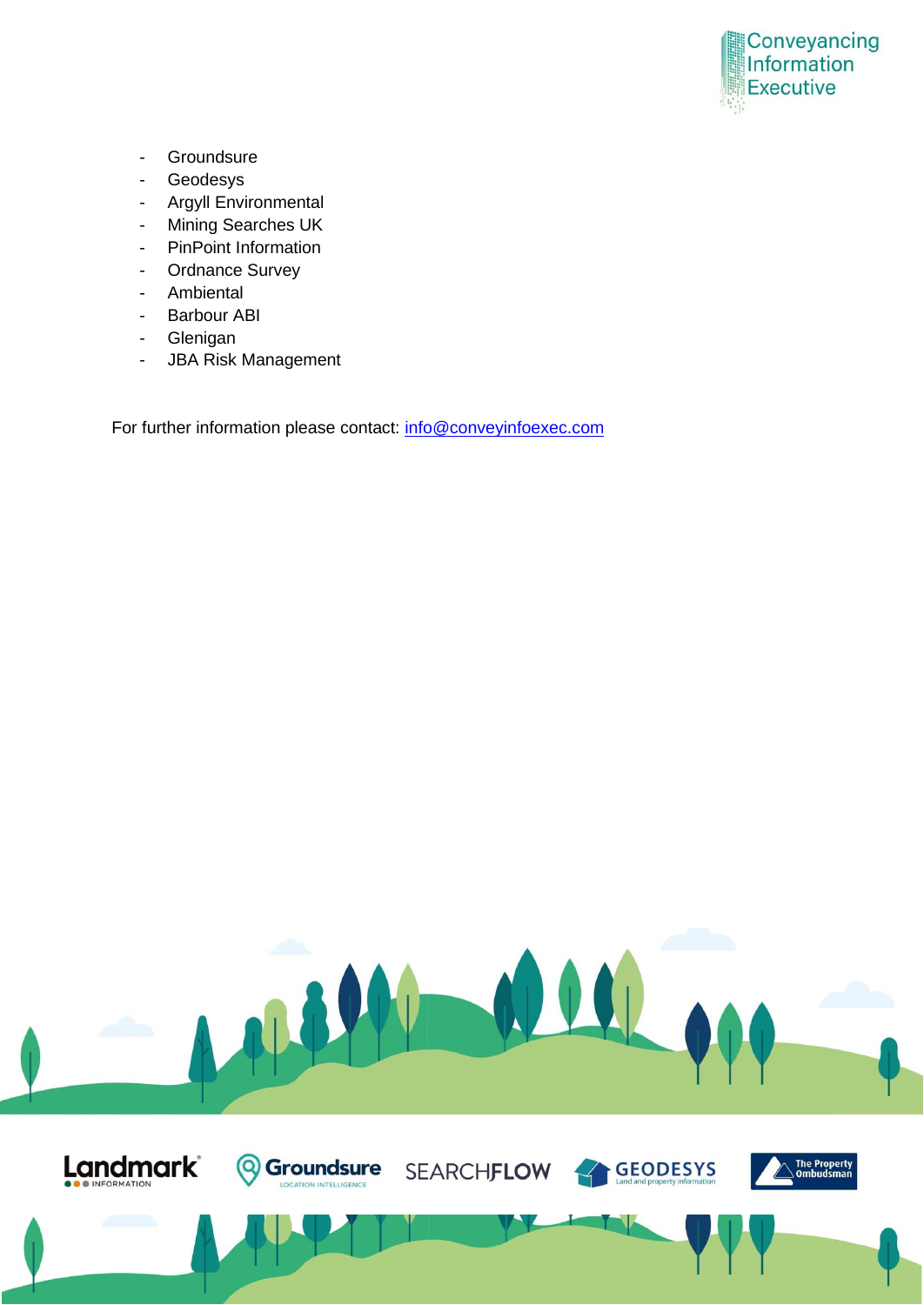- Groundsure
- Geodesys
- Argyll Environmental
- Mining Searches UK
- PinPoint Information
- Ordnance Survey
- Ambiental
- Barbour ABI
- Glenigan
- JBA Risk Management

For further information please contact: info@conveyinfoexec.com